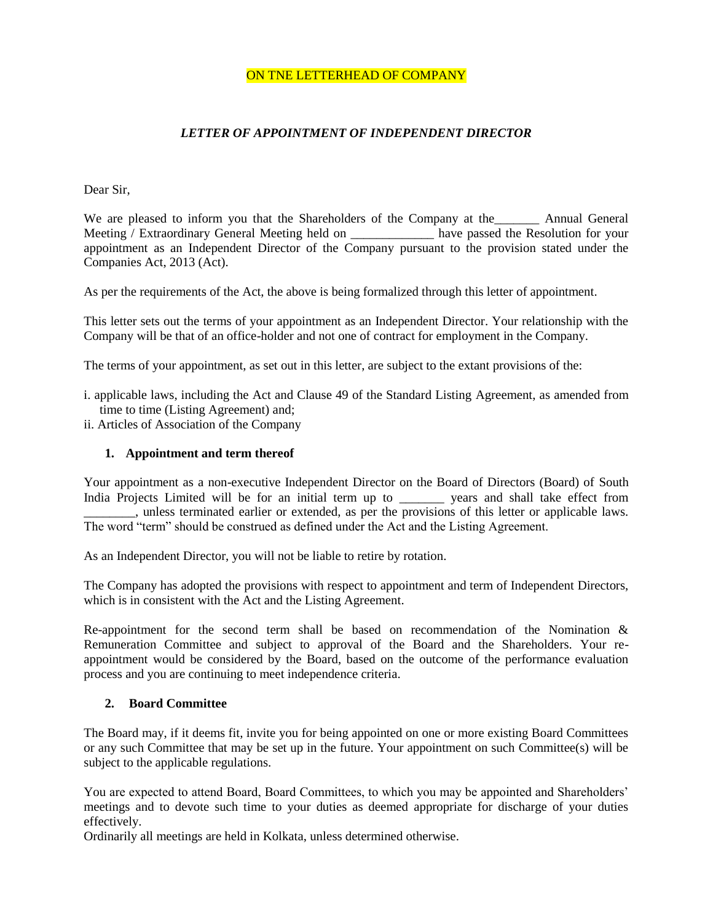ON TNE LETTERHEAD OF COMPANY

### *LETTER OF APPOINTMENT OF INDEPENDENT DIRECTOR*

Dear Sir,

We are pleased to inform you that the Shareholders of the Company at the_______ Annual General Meeting / Extraordinary General Meeting held on _____________ have passed the Resolution for your appointment as an Independent Director of the Company pursuant to the provision stated under the Companies Act, 2013 (Act).

As per the requirements of the Act, the above is being formalized through this letter of appointment.

This letter sets out the terms of your appointment as an Independent Director. Your relationship with the Company will be that of an office-holder and not one of contract for employment in the Company.

The terms of your appointment, as set out in this letter, are subject to the extant provisions of the:

i. applicable laws, including the Act and Clause 49 of the Standard Listing Agreement, as amended from time to time (Listing Agreement) and;
ii. Articles of Association of the Company

**1. Appointment and term thereof**

Your appointment as a non-executive Independent Director on the Board of Directors (Board) of South India Projects Limited will be for an initial term up to _______ years and shall take effect from ________, unless terminated earlier or extended, as per the provisions of this letter or applicable laws. The word "term" should be construed as defined under the Act and the Listing Agreement.

As an Independent Director, you will not be liable to retire by rotation.

The Company has adopted the provisions with respect to appointment and term of Independent Directors, which is in consistent with the Act and the Listing Agreement.

Re-appointment for the second term shall be based on recommendation of the Nomination & Remuneration Committee and subject to approval of the Board and the Shareholders. Your re-appointment would be considered by the Board, based on the outcome of the performance evaluation process and you are continuing to meet independence criteria.

**2. Board Committee**

The Board may, if it deems fit, invite you for being appointed on one or more existing Board Committees or any such Committee that may be set up in the future. Your appointment on such Committee(s) will be subject to the applicable regulations.

You are expected to attend Board, Board Committees, to which you may be appointed and Shareholders' meetings and to devote such time to your duties as deemed appropriate for discharge of your duties effectively.
Ordinarily all meetings are held in Kolkata, unless determined otherwise.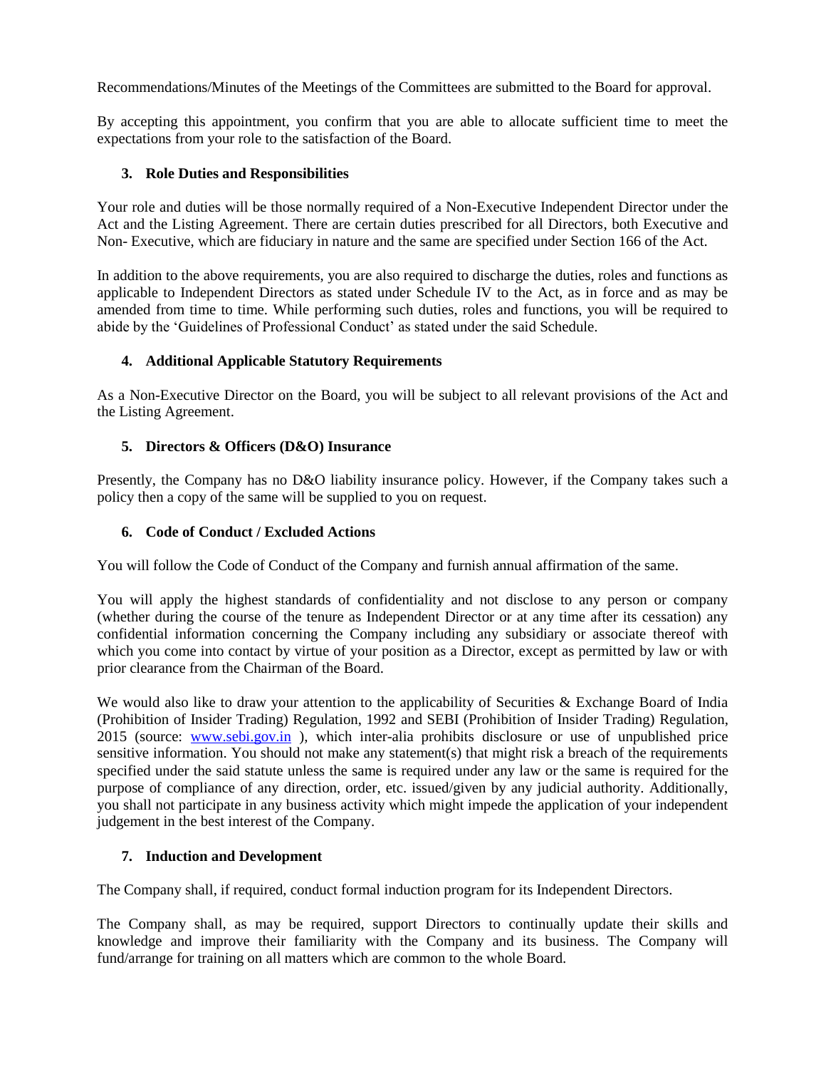Recommendations/Minutes of the Meetings of the Committees are submitted to the Board for approval.

By accepting this appointment, you confirm that you are able to allocate sufficient time to meet the expectations from your role to the satisfaction of the Board.

### 3. Role Duties and Responsibilities

Your role and duties will be those normally required of a Non-Executive Independent Director under the Act and the Listing Agreement. There are certain duties prescribed for all Directors, both Executive and Non- Executive, which are fiduciary in nature and the same are specified under Section 166 of the Act.

In addition to the above requirements, you are also required to discharge the duties, roles and functions as applicable to Independent Directors as stated under Schedule IV to the Act, as in force and as may be amended from time to time. While performing such duties, roles and functions, you will be required to abide by the 'Guidelines of Professional Conduct' as stated under the said Schedule.

### 4. Additional Applicable Statutory Requirements

As a Non-Executive Director on the Board, you will be subject to all relevant provisions of the Act and the Listing Agreement.

### 5. Directors & Officers (D&O) Insurance

Presently, the Company has no D&O liability insurance policy. However, if the Company takes such a policy then a copy of the same will be supplied to you on request.

### 6. Code of Conduct / Excluded Actions

You will follow the Code of Conduct of the Company and furnish annual affirmation of the same.

You will apply the highest standards of confidentiality and not disclose to any person or company (whether during the course of the tenure as Independent Director or at any time after its cessation) any confidential information concerning the Company including any subsidiary or associate thereof with which you come into contact by virtue of your position as a Director, except as permitted by law or with prior clearance from the Chairman of the Board.

We would also like to draw your attention to the applicability of Securities & Exchange Board of India (Prohibition of Insider Trading) Regulation, 1992 and SEBI (Prohibition of Insider Trading) Regulation, 2015 (source: [www.sebi.gov.in](http://www.sebi.gov.in) ), which inter-alia prohibits disclosure or use of unpublished price sensitive information. You should not make any statement(s) that might risk a breach of the requirements specified under the said statute unless the same is required under any law or the same is required for the purpose of compliance of any direction, order, etc. issued/given by any judicial authority. Additionally, you shall not participate in any business activity which might impede the application of your independent judgement in the best interest of the Company.

### 7. Induction and Development

The Company shall, if required, conduct formal induction program for its Independent Directors.

The Company shall, as may be required, support Directors to continually update their skills and knowledge and improve their familiarity with the Company and its business. The Company will fund/arrange for training on all matters which are common to the whole Board.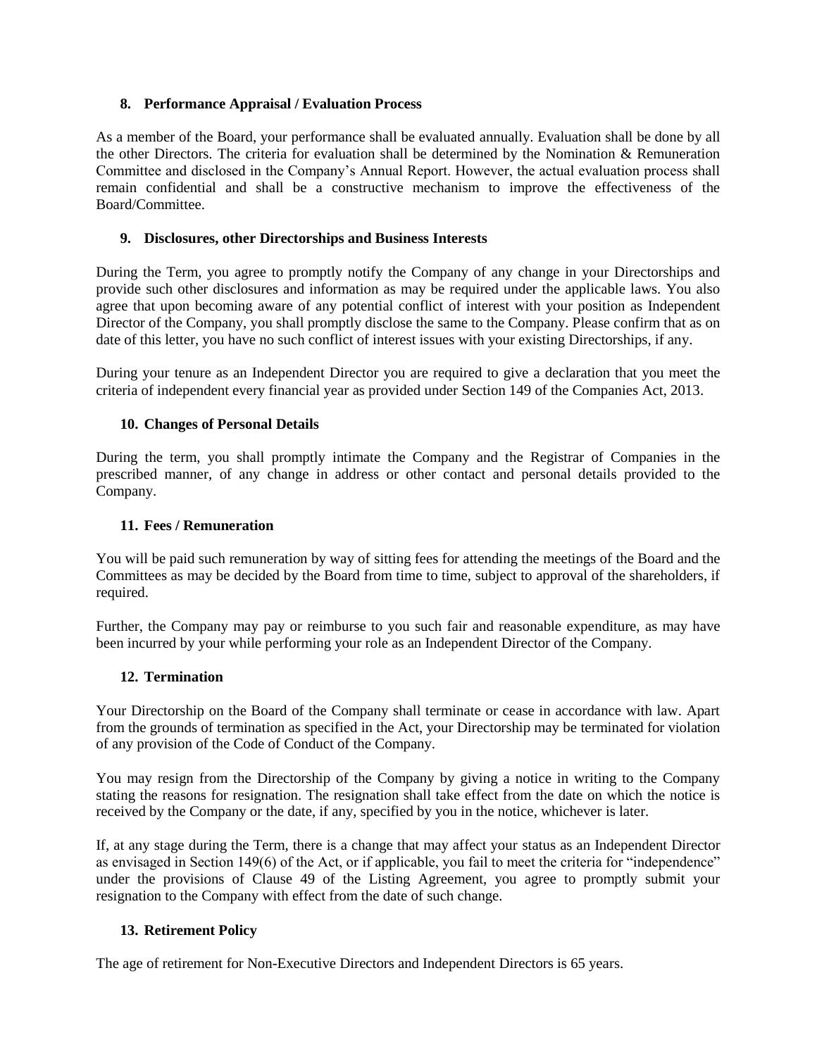## 8. Performance Appraisal / Evaluation Process

As a member of the Board, your performance shall be evaluated annually. Evaluation shall be done by all the other Directors. The criteria for evaluation shall be determined by the Nomination & Remuneration Committee and disclosed in the Company's Annual Report. However, the actual evaluation process shall remain confidential and shall be a constructive mechanism to improve the effectiveness of the Board/Committee.

## 9. Disclosures, other Directorships and Business Interests

During the Term, you agree to promptly notify the Company of any change in your Directorships and provide such other disclosures and information as may be required under the applicable laws. You also agree that upon becoming aware of any potential conflict of interest with your position as Independent Director of the Company, you shall promptly disclose the same to the Company. Please confirm that as on date of this letter, you have no such conflict of interest issues with your existing Directorships, if any.

During your tenure as an Independent Director you are required to give a declaration that you meet the criteria of independent every financial year as provided under Section 149 of the Companies Act, 2013.

## 10. Changes of Personal Details

During the term, you shall promptly intimate the Company and the Registrar of Companies in the prescribed manner, of any change in address or other contact and personal details provided to the Company.

## 11. Fees / Remuneration

You will be paid such remuneration by way of sitting fees for attending the meetings of the Board and the Committees as may be decided by the Board from time to time, subject to approval of the shareholders, if required.

Further, the Company may pay or reimburse to you such fair and reasonable expenditure, as may have been incurred by your while performing your role as an Independent Director of the Company.

## 12. Termination

Your Directorship on the Board of the Company shall terminate or cease in accordance with law. Apart from the grounds of termination as specified in the Act, your Directorship may be terminated for violation of any provision of the Code of Conduct of the Company.

You may resign from the Directorship of the Company by giving a notice in writing to the Company stating the reasons for resignation. The resignation shall take effect from the date on which the notice is received by the Company or the date, if any, specified by you in the notice, whichever is later.

If, at any stage during the Term, there is a change that may affect your status as an Independent Director as envisaged in Section 149(6) of the Act, or if applicable, you fail to meet the criteria for "independence" under the provisions of Clause 49 of the Listing Agreement, you agree to promptly submit your resignation to the Company with effect from the date of such change.

## 13. Retirement Policy

The age of retirement for Non-Executive Directors and Independent Directors is 65 years.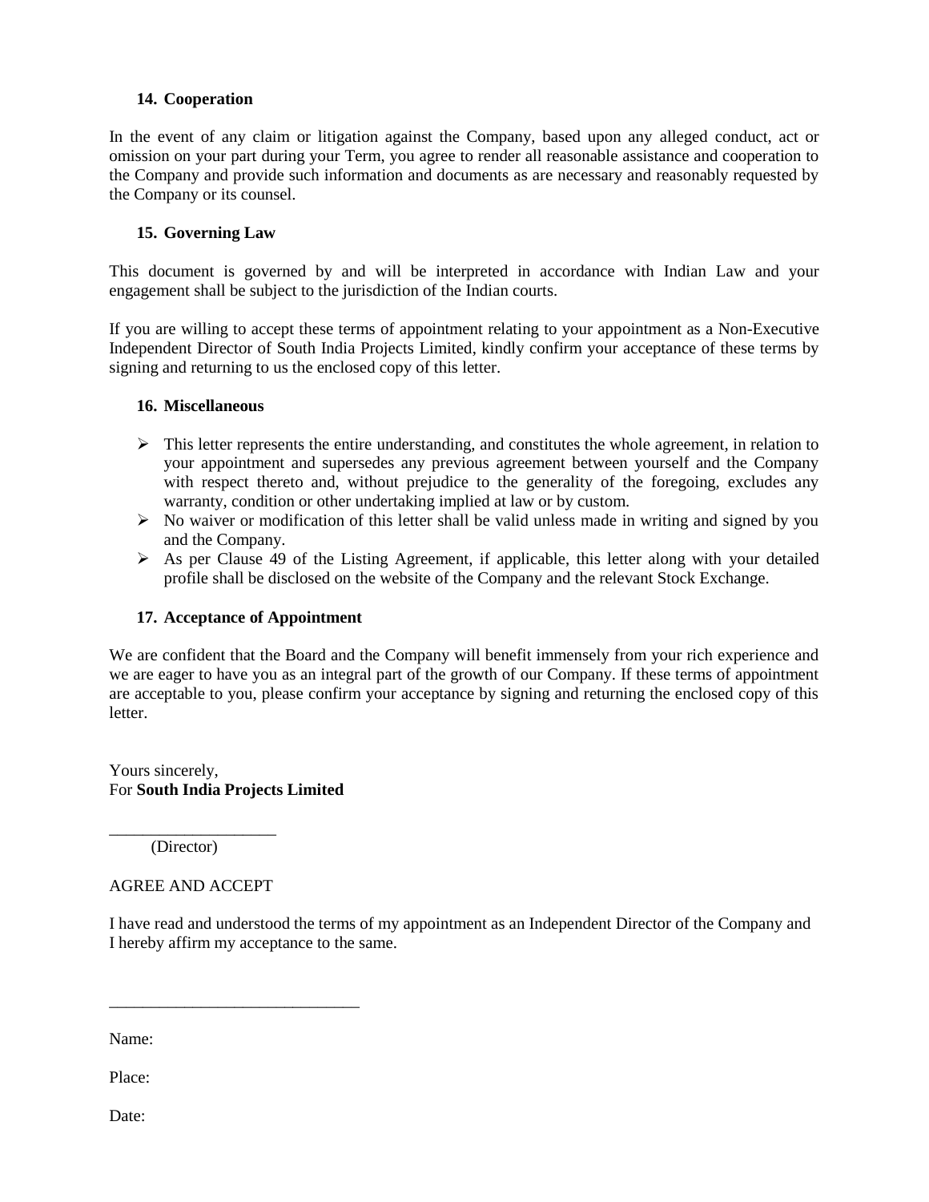### 14. Cooperation

In the event of any claim or litigation against the Company, based upon any alleged conduct, act or omission on your part during your Term, you agree to render all reasonable assistance and cooperation to the Company and provide such information and documents as are necessary and reasonably requested by the Company or its counsel.

### 15. Governing Law

This document is governed by and will be interpreted in accordance with Indian Law and your engagement shall be subject to the jurisdiction of the Indian courts.

If you are willing to accept these terms of appointment relating to your appointment as a Non-Executive Independent Director of South India Projects Limited, kindly confirm your acceptance of these terms by signing and returning to us the enclosed copy of this letter.

### 16. Miscellaneous

- This letter represents the entire understanding, and constitutes the whole agreement, in relation to your appointment and supersedes any previous agreement between yourself and the Company with respect thereto and, without prejudice to the generality of the foregoing, excludes any warranty, condition or other undertaking implied at law or by custom.
- No waiver or modification of this letter shall be valid unless made in writing and signed by you and the Company.
- As per Clause 49 of the Listing Agreement, if applicable, this letter along with your detailed profile shall be disclosed on the website of the Company and the relevant Stock Exchange.

### 17. Acceptance of Appointment

We are confident that the Board and the Company will benefit immensely from your rich experience and we are eager to have you as an integral part of the growth of our Company. If these terms of appointment are acceptable to you, please confirm your acceptance by signing and returning the enclosed copy of this letter.

Yours sincerely,
For **South India Projects Limited**

____________________
(Director)

AGREE AND ACCEPT

I have read and understood the terms of my appointment as an Independent Director of the Company and I hereby affirm my acceptance to the same.

______________________________

Name:

Place:

Date: